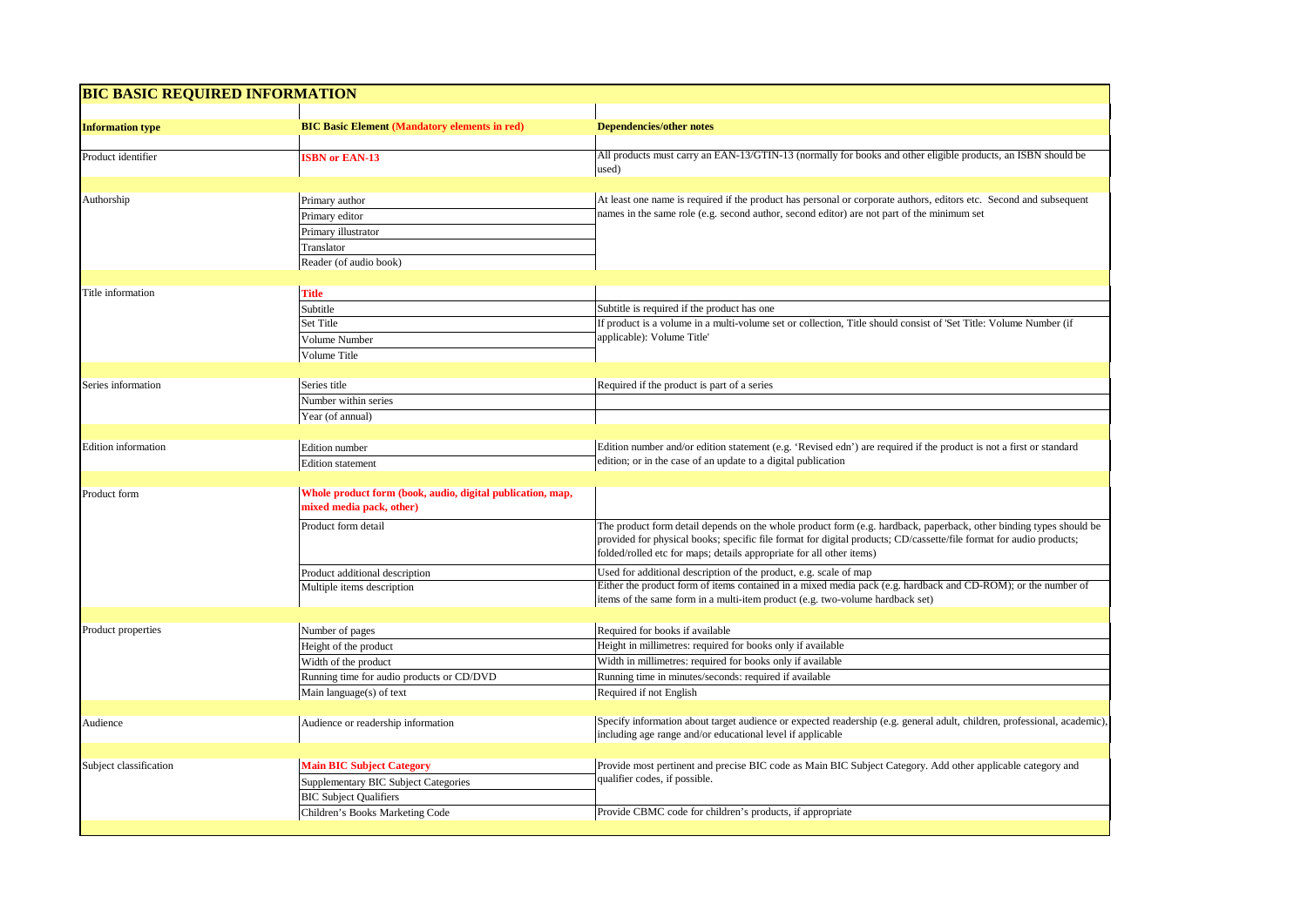# BIC BASIC REQUIRED INFORMATION

| Information type | BIC Basic Element **(Mandatory elements in red)** | Dependencies/other notes |
|---|---|---|
| Product identifier | **ISBN or EAN-13** | All products must carry an EAN-13/GTIN-13 (normally for books and other eligible products, an ISBN should be used) |
| Authorship | Primary author | At least one name is required if the product has personal or corporate authors, editors etc. Second and subsequent names in the same role (e.g. second author, second editor) are not part of the minimum set |
| | Primary editor | |
| | Primary illustrator | |
| | Translator | |
| | Reader (of audio book) | |
| Title information | **Title** | |
| | Subtitle | Subtitle is required if the product has one |
| | Set Title | If product is a volume in a multi-volume set or collection, Title should consist of 'Set Title: Volume Number (if applicable): Volume Title' |
| | Volume Number | |
| | Volume Title | |
| Series information | Series title | Required if the product is part of a series |
| | Number within series | |
| | Year (of annual) | |
| Edition information | Edition number | Edition number and/or edition statement (e.g. 'Revised edn') are required if the product is not a first or standard edition; or in the case of an update to a digital publication |
| | Edition statement | |
| Product form | **Whole product form (book, audio, digital publication, map, mixed media pack, other)** | |
| | Product form detail | The product form detail depends on the whole product form (e.g. hardback, paperback, other binding types should be provided for physical books; specific file format for digital products; CD/cassette/file format for audio products; folded/rolled etc for maps; details appropriate for all other items) |
| | Product additional description | Used for additional description of the product, e.g. scale of map |
| | Multiple items description | Either the product form of items contained in a mixed media pack (e.g. hardback and CD-ROM); or the number of items of the same form in a multi-item product (e.g. two-volume hardback set) |
| Product properties | Number of pages | Required for books if available |
| | Height of the product | Height in millimetres: required for books only if available |
| | Width of the product | Width in millimetres: required for books only if available |
| | Running time for audio products or CD/DVD | Running time in minutes/seconds: required if available |
| | Main language(s) of text | Required if not English |
| Audience | Audience or readership information | Specify information about target audience or expected readership (e.g. general adult, children, professional, academic), including age range and/or educational level if applicable |
| Subject classification | **Main BIC Subject Category** | Provide most pertinent and precise BIC code as Main BIC Subject Category. Add other applicable category and qualifier codes, if possible. |
| | Supplementary BIC Subject Categories | |
| | BIC Subject Qualifiers | |
| | Children's Books Marketing Code | Provide CBMC code for children's products, if appropriate |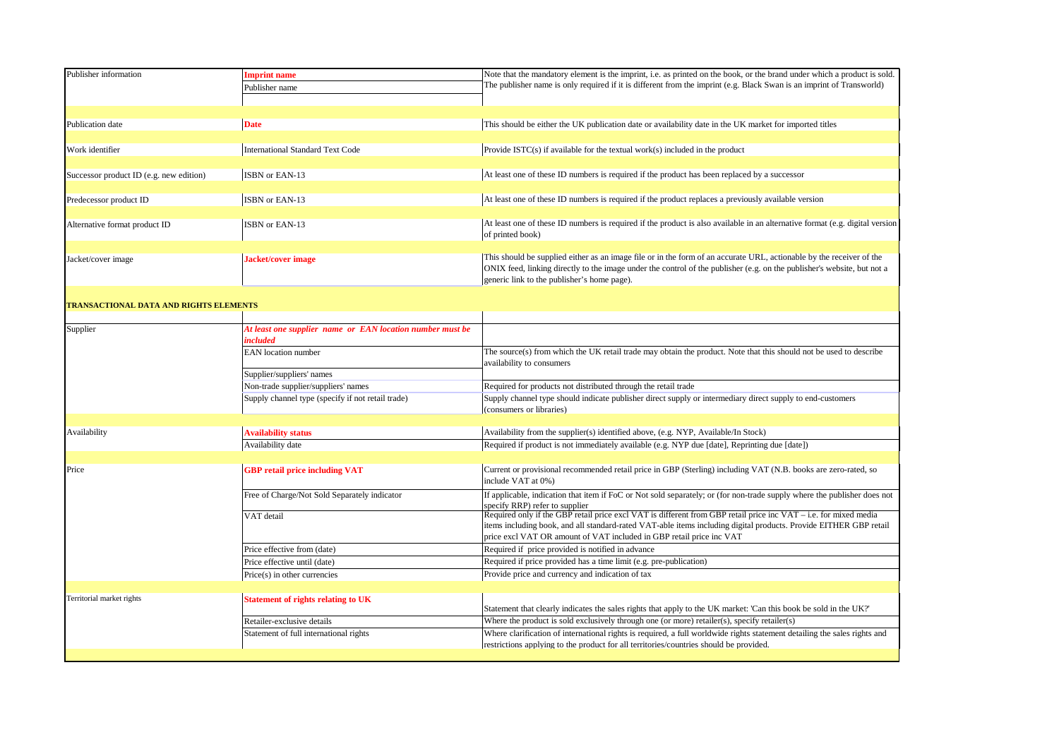| | | |
|---|---|---|
| Publisher information | **Imprint name** | Note that the mandatory element is the imprint, i.e. as printed on the book, or the brand under which a product is sold. The publisher name is only required if it is different from the imprint (e.g. Black Swan is an imprint of Transworld) |
| | Publisher name | |
| Publication date | **Date** | This should be either the UK publication date or availability date in the UK market for imported titles |
| Work identifier | International Standard Text Code | Provide ISTC(s) if available for the textual work(s) included in the product |
| Successor product ID (e.g. new edition) | ISBN or EAN-13 | At least one of these ID numbers is required if the product has been replaced by a successor |
| Predecessor product ID | ISBN or EAN-13 | At least one of these ID numbers is required if the product replaces a previously available version |
| Alternative format product ID | ISBN or EAN-13 | At least one of these ID numbers is required if the product is also available in an alternative format (e.g. digital version of printed book) |
| Jacket/cover image | **Jacket/cover image** | This should be supplied either as an image file or in the form of an accurate URL, actionable by the receiver of the ONIX feed, linking directly to the image under the control of the publisher (e.g. on the publisher's website, but not a generic link to the publisher's home page). |
| **TRANSACTIONAL DATA AND RIGHTS ELEMENTS** | | |
| Supplier | ***At least one supplier name or EAN location number must be included*** | |
| | EAN location number | The source(s) from which the UK retail trade may obtain the product. Note that this should not be used to describe availability to consumers |
| | Supplier/suppliers' names | |
| | Non-trade supplier/suppliers' names | Required for products not distributed through the retail trade |
| | Supply channel type (specify if not retail trade) | Supply channel type should indicate publisher direct supply or intermediary direct supply to end-customers (consumers or libraries) |
| Availability | **Availability status** | Availability from the supplier(s) identified above, (e.g. NYP, Available/In Stock) |
| | Availability date | Required if product is not immediately available (e.g. NYP due [date], Reprinting due [date]) |
| Price | **GBP retail price including VAT** | Current or provisional recommended retail price in GBP (Sterling) including VAT (N.B. books are zero-rated, so include VAT at 0%) |
| | Free of Charge/Not Sold Separately indicator | If applicable, indication that item if FoC or Not sold separately; or (for non-trade supply where the publisher does not specify RRP) refer to supplier |
| | VAT detail | Required only if the GBP retail price excl VAT is different from GBP retail price inc VAT – i.e. for mixed media items including book, and all standard-rated VAT-able items including digital products. Provide EITHER GBP retail price excl VAT OR amount of VAT included in GBP retail price inc VAT |
| | Price effective from (date) | Required if price provided is notified in advance |
| | Price effective until (date) | Required if price provided has a time limit (e.g. pre-publication) |
| | Price(s) in other currencies | Provide price and currency and indication of tax |
| Territorial market rights | **Statement of rights relating to UK** | Statement that clearly indicates the sales rights that apply to the UK market: 'Can this book be sold in the UK?' |
| | Retailer-exclusive details | Where the product is sold exclusively through one (or more) retailer(s), specify retailer(s) |
| | Statement of full international rights | Where clarification of international rights is required, a full worldwide rights statement detailing the sales rights and restrictions applying to the product for all territories/countries should be provided. |